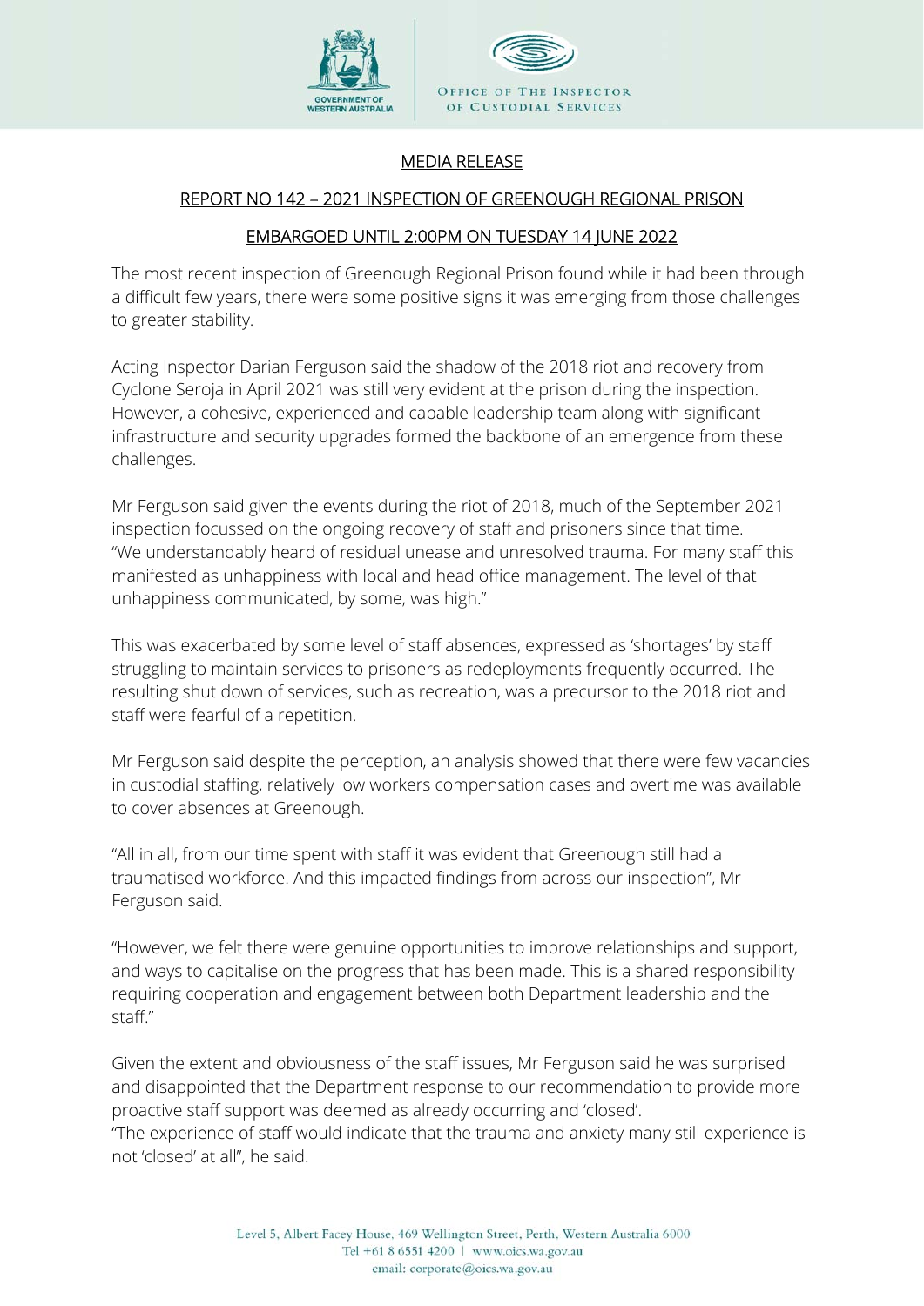GOVERNMENT OF WESTERN AUSTRALIA

OFFICE OF THE INSPECTOR OF CUSTODIAL SERVICES

# MEDIA RELEASE

## REPORT NO 142 – 2021 INSPECTION OF GREENOUGH REGIONAL PRISON

### EMBARGOED UNTIL 2:00PM ON TUESDAY 14 JUNE 2022

The most recent inspection of Greenough Regional Prison found while it had been through a difficult few years, there were some positive signs it was emerging from those challenges to greater stability.

Acting Inspector Darian Ferguson said the shadow of the 2018 riot and recovery from Cyclone Seroja in April 2021 was still very evident at the prison during the inspection. However, a cohesive, experienced and capable leadership team along with significant infrastructure and security upgrades formed the backbone of an emergence from these challenges.

Mr Ferguson said given the events during the riot of 2018, much of the September 2021 inspection focussed on the ongoing recovery of staff and prisoners since that time. "We understandably heard of residual unease and unresolved trauma. For many staff this manifested as unhappiness with local and head office management. The level of that unhappiness communicated, by some, was high."

This was exacerbated by some level of staff absences, expressed as 'shortages' by staff struggling to maintain services to prisoners as redeployments frequently occurred. The resulting shut down of services, such as recreation, was a precursor to the 2018 riot and staff were fearful of a repetition.

Mr Ferguson said despite the perception, an analysis showed that there were few vacancies in custodial staffing, relatively low workers compensation cases and overtime was available to cover absences at Greenough.

"All in all, from our time spent with staff it was evident that Greenough still had a traumatised workforce. And this impacted findings from across our inspection", Mr Ferguson said.

"However, we felt there were genuine opportunities to improve relationships and support, and ways to capitalise on the progress that has been made. This is a shared responsibility requiring cooperation and engagement between both Department leadership and the staff."

Given the extent and obviousness of the staff issues, Mr Ferguson said he was surprised and disappointed that the Department response to our recommendation to provide more proactive staff support was deemed as already occurring and 'closed'.
"The experience of staff would indicate that the trauma and anxiety many still experience is not 'closed' at all", he said.

Level 5, Albert Facey House, 469 Wellington Street, Perth, Western Australia 6000
Tel +61 8 6551 4200 | www.oics.wa.gov.au
email: corporate@oics.wa.gov.au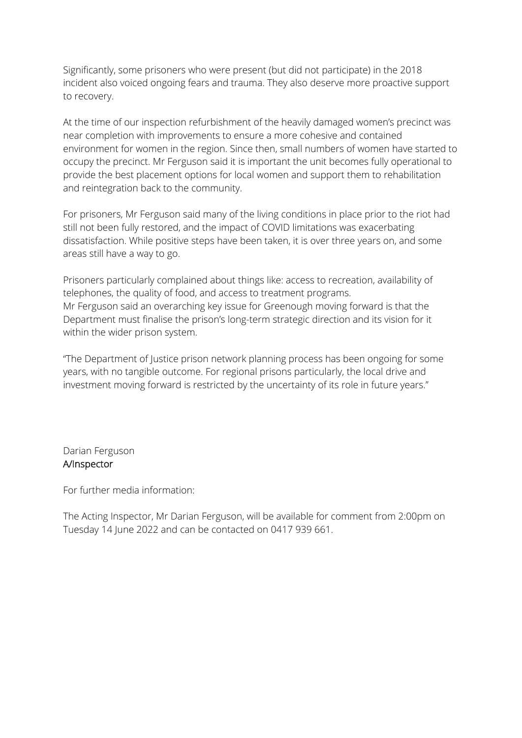Significantly, some prisoners who were present (but did not participate) in the 2018 incident also voiced ongoing fears and trauma. They also deserve more proactive support to recovery.

At the time of our inspection refurbishment of the heavily damaged women's precinct was near completion with improvements to ensure a more cohesive and contained environment for women in the region. Since then, small numbers of women have started to occupy the precinct. Mr Ferguson said it is important the unit becomes fully operational to provide the best placement options for local women and support them to rehabilitation and reintegration back to the community.

For prisoners, Mr Ferguson said many of the living conditions in place prior to the riot had still not been fully restored, and the impact of COVID limitations was exacerbating dissatisfaction. While positive steps have been taken, it is over three years on, and some areas still have a way to go.

Prisoners particularly complained about things like: access to recreation, availability of telephones, the quality of food, and access to treatment programs.
Mr Ferguson said an overarching key issue for Greenough moving forward is that the Department must finalise the prison's long-term strategic direction and its vision for it within the wider prison system.

"The Department of Justice prison network planning process has been ongoing for some years, with no tangible outcome. For regional prisons particularly, the local drive and investment moving forward is restricted by the uncertainty of its role in future years."

Darian Ferguson
A/Inspector

For further media information:

The Acting Inspector, Mr Darian Ferguson, will be available for comment from 2:00pm on Tuesday 14 June 2022 and can be contacted on 0417 939 661.